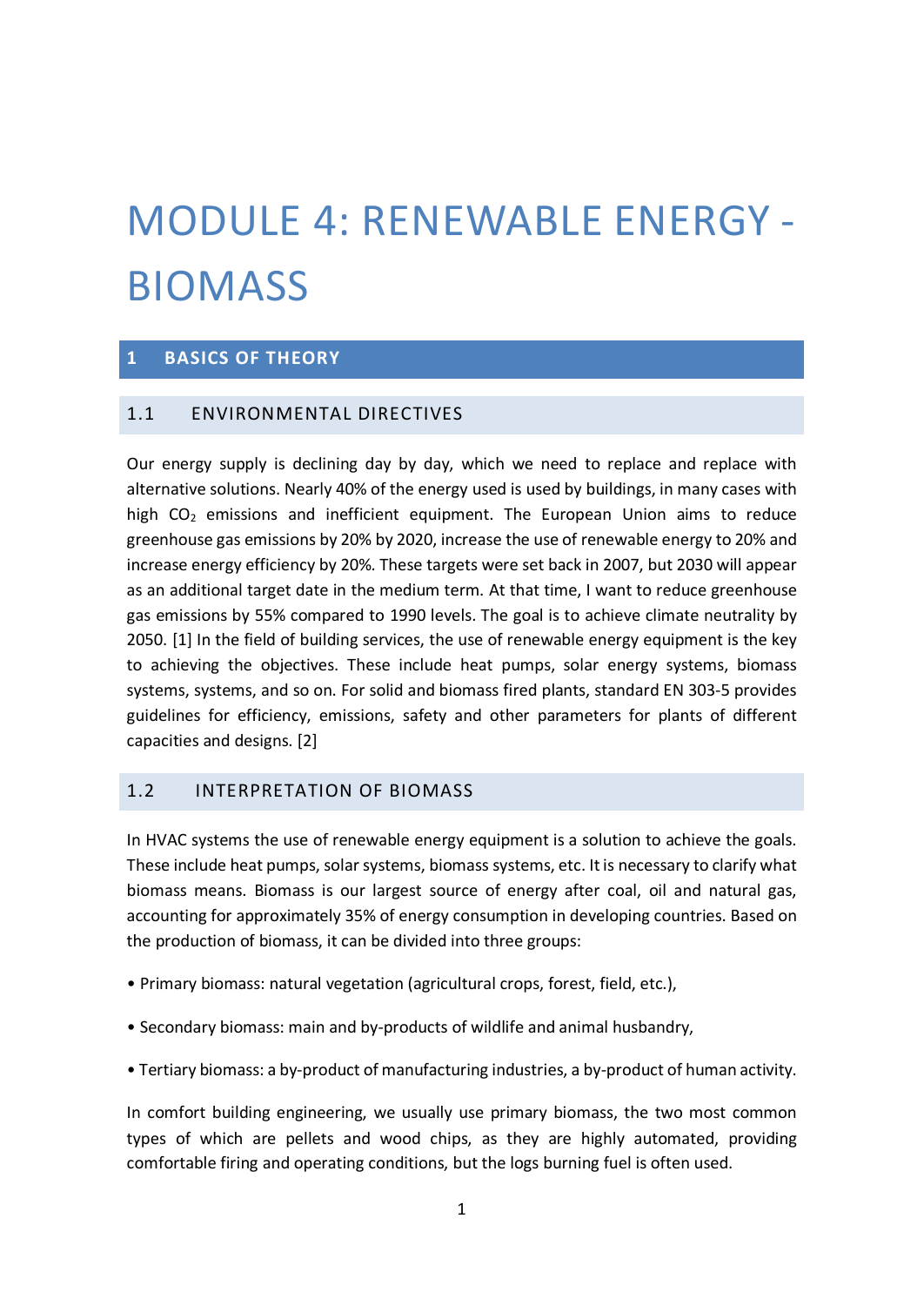# MODULE 4: RENEWABLE ENERGY - BIOMASS

## 1 BASICS OF THEORY

### 1.1 ENVIRONMENTAL DIRECTIVES

Our energy supply is declining day by day, which we need to replace and replace with alternative solutions. Nearly 40% of the energy used is used by buildings, in many cases with high $CO_2$ emissions and inefficient equipment. The European Union aims to reduce greenhouse gas emissions by 20% by 2020, increase the use of renewable energy to 20% and increase energy efficiency by 20%. These targets were set back in 2007, but 2030 will appear as an additional target date in the medium term. At that time, I want to reduce greenhouse gas emissions by 55% compared to 1990 levels. The goal is to achieve climate neutrality by 2050. [1] In the field of building services, the use of renewable energy equipment is the key to achieving the objectives. These include heat pumps, solar energy systems, biomass systems, systems, and so on. For solid and biomass fired plants, standard EN 303-5 provides guidelines for efficiency, emissions, safety and other parameters for plants of different capacities and designs. [2]

### 1.2 INTERPRETATION OF BIOMASS

In HVAC systems the use of renewable energy equipment is a solution to achieve the goals. These include heat pumps, solar systems, biomass systems, etc. It is necessary to clarify what biomass means. Biomass is our largest source of energy after coal, oil and natural gas, accounting for approximately 35% of energy consumption in developing countries. Based on the production of biomass, it can be divided into three groups:

• Primary biomass: natural vegetation (agricultural crops, forest, field, etc.),

• Secondary biomass: main and by-products of wildlife and animal husbandry,

• Tertiary biomass: a by-product of manufacturing industries, a by-product of human activity.

In comfort building engineering, we usually use primary biomass, the two most common types of which are pellets and wood chips, as they are highly automated, providing comfortable firing and operating conditions, but the logs burning fuel is often used.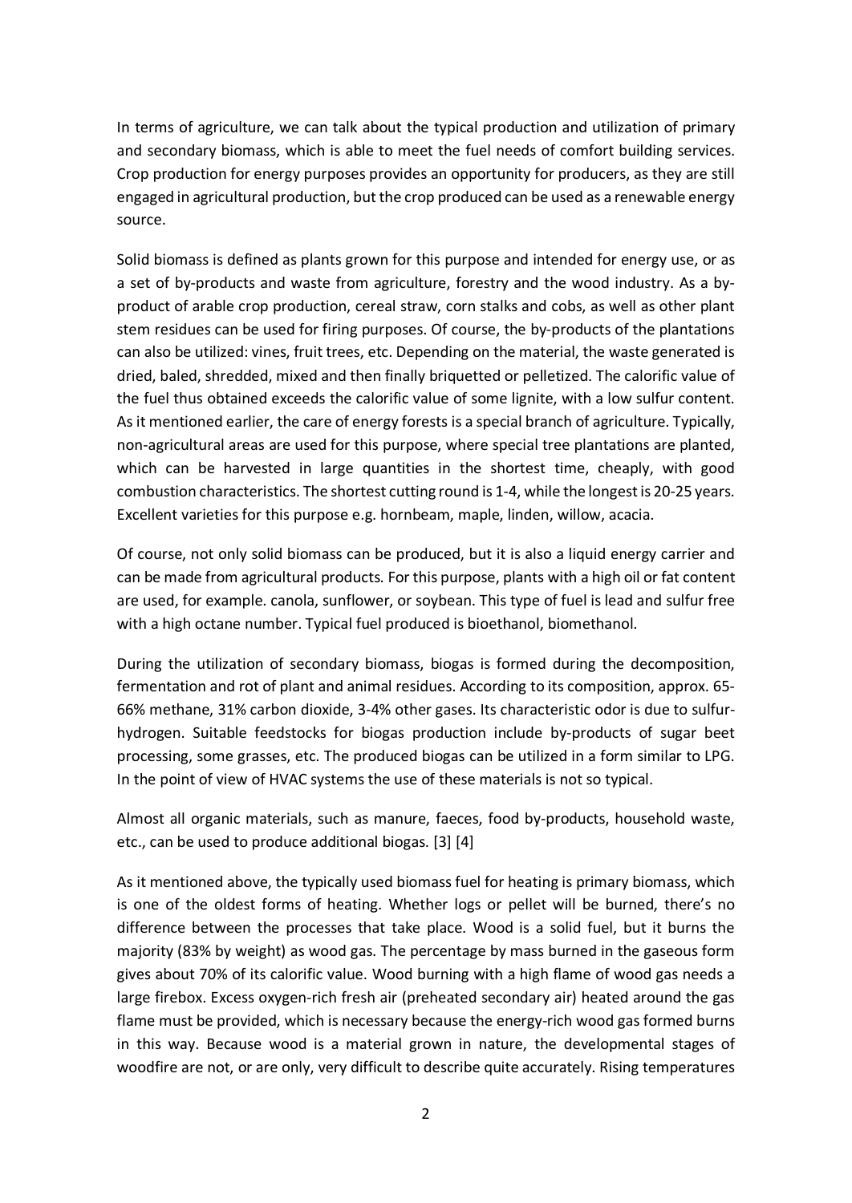In terms of agriculture, we can talk about the typical production and utilization of primary and secondary biomass, which is able to meet the fuel needs of comfort building services. Crop production for energy purposes provides an opportunity for producers, as they are still engaged in agricultural production, but the crop produced can be used as a renewable energy source.

Solid biomass is defined as plants grown for this purpose and intended for energy use, or as a set of by-products and waste from agriculture, forestry and the wood industry. As a by-product of arable crop production, cereal straw, corn stalks and cobs, as well as other plant stem residues can be used for firing purposes. Of course, the by-products of the plantations can also be utilized: vines, fruit trees, etc. Depending on the material, the waste generated is dried, baled, shredded, mixed and then finally briquetted or pelletized. The calorific value of the fuel thus obtained exceeds the calorific value of some lignite, with a low sulfur content. As it mentioned earlier, the care of energy forests is a special branch of agriculture. Typically, non-agricultural areas are used for this purpose, where special tree plantations are planted, which can be harvested in large quantities in the shortest time, cheaply, with good combustion characteristics. The shortest cutting round is 1-4, while the longest is 20-25 years. Excellent varieties for this purpose e.g. hornbeam, maple, linden, willow, acacia.

Of course, not only solid biomass can be produced, but it is also a liquid energy carrier and can be made from agricultural products. For this purpose, plants with a high oil or fat content are used, for example. canola, sunflower, or soybean. This type of fuel is lead and sulfur free with a high octane number. Typical fuel produced is bioethanol, biomethanol.

During the utilization of secondary biomass, biogas is formed during the decomposition, fermentation and rot of plant and animal residues. According to its composition, approx. 65-66% methane, 31% carbon dioxide, 3-4% other gases. Its characteristic odor is due to sulfur-hydrogen. Suitable feedstocks for biogas production include by-products of sugar beet processing, some grasses, etc. The produced biogas can be utilized in a form similar to LPG. In the point of view of HVAC systems the use of these materials is not so typical.

Almost all organic materials, such as manure, faeces, food by-products, household waste, etc., can be used to produce additional biogas. [3] [4]

As it mentioned above, the typically used biomass fuel for heating is primary biomass, which is one of the oldest forms of heating. Whether logs or pellet will be burned, there's no difference between the processes that take place. Wood is a solid fuel, but it burns the majority (83% by weight) as wood gas. The percentage by mass burned in the gaseous form gives about 70% of its calorific value. Wood burning with a high flame of wood gas needs a large firebox. Excess oxygen-rich fresh air (preheated secondary air) heated around the gas flame must be provided, which is necessary because the energy-rich wood gas formed burns in this way. Because wood is a material grown in nature, the developmental stages of woodfire are not, or are only, very difficult to describe quite accurately. Rising temperatures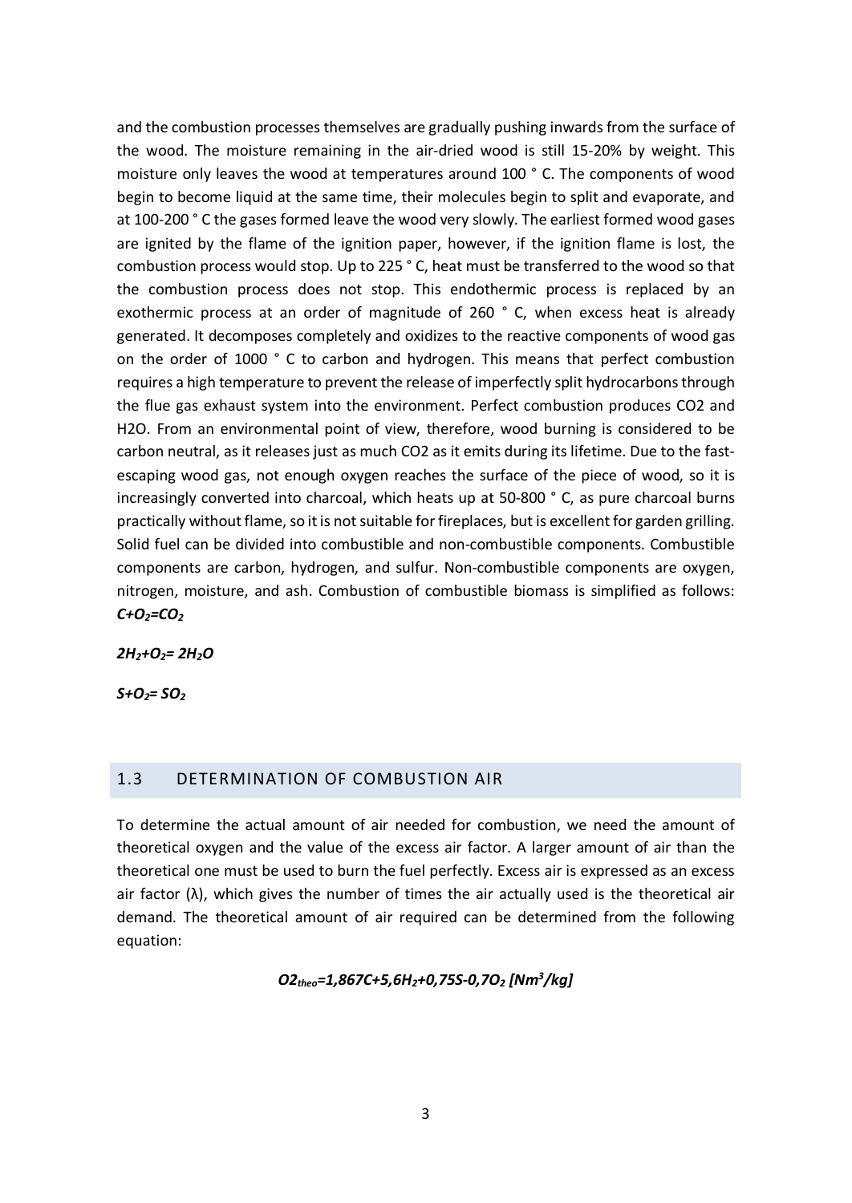and the combustion processes themselves are gradually pushing inwards from the surface of the wood. The moisture remaining in the air-dried wood is still 15-20% by weight. This moisture only leaves the wood at temperatures around 100 ° C. The components of wood begin to become liquid at the same time, their molecules begin to split and evaporate, and at 100-200 ° C the gases formed leave the wood very slowly. The earliest formed wood gases are ignited by the flame of the ignition paper, however, if the ignition flame is lost, the combustion process would stop. Up to 225 ° C, heat must be transferred to the wood so that the combustion process does not stop. This endothermic process is replaced by an exothermic process at an order of magnitude of 260 ° C, when excess heat is already generated. It decomposes completely and oxidizes to the reactive components of wood gas on the order of 1000 ° C to carbon and hydrogen. This means that perfect combustion requires a high temperature to prevent the release of imperfectly split hydrocarbons through the flue gas exhaust system into the environment. Perfect combustion produces CO2 and H2O. From an environmental point of view, therefore, wood burning is considered to be carbon neutral, as it releases just as much CO2 as it emits during its lifetime. Due to the fast-escaping wood gas, not enough oxygen reaches the surface of the piece of wood, so it is increasingly converted into charcoal, which heats up at 50-800 ° C, as pure charcoal burns practically without flame, so it is not suitable for fireplaces, but is excellent for garden grilling. Solid fuel can be divided into combustible and non-combustible components. Combustible components are carbon, hydrogen, and sulfur. Non-combustible components are oxygen, nitrogen, moisture, and ash. Combustion of combustible biomass is simplified as follows:

$$C+O_2=CO_2$$

$$2H_2+O_2=2H_2O$$

$$S+O_2=SO_2$$

## 1.3 DETERMINATION OF COMBUSTION AIR

To determine the actual amount of air needed for combustion, we need the amount of theoretical oxygen and the value of the excess air factor. A larger amount of air than the theoretical one must be used to burn the fuel perfectly. Excess air is expressed as an excess air factor (λ), which gives the number of times the air actually used is the theoretical air demand. The theoretical amount of air required can be determined from the following equation:

$$O2_{theo}=1{,}867C+5{,}6H_2+0{,}75S-0{,}7O_2\ [Nm^3/kg]$$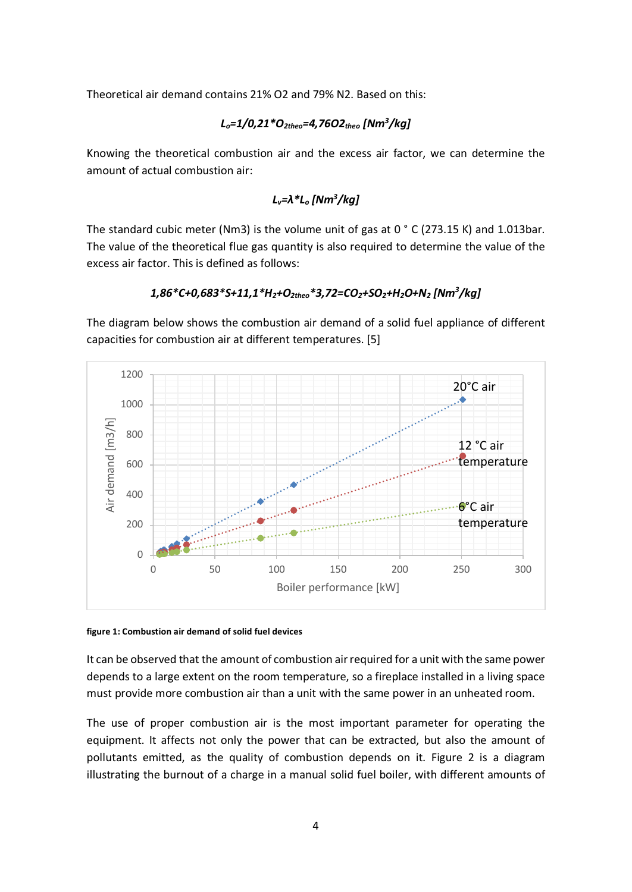Theoretical air demand contains 21% $O_2$ and 79% $N_2$. Based on this:

$$L_o=1/0{,}21*O_{2theo}=4{,}76O_{2theo}\ [Nm^3/kg]$$

Knowing the theoretical combustion air and the excess air factor, we can determine the amount of actual combustion air:

$$L_v=\lambda*L_o\ [Nm^3/kg]$$

The standard cubic meter (Nm3) is the volume unit of gas at 0 ° C (273.15 K) and 1.013bar. The value of the theoretical flue gas quantity is also required to determine the value of the excess air factor. This is defined as follows:

$$1{,}86*C+0{,}683*S+11{,}1*H_2+O_{2theo}*3{,}72=CO_2+SO_2+H_2O+N_2\ [Nm^3/kg]$$

The diagram below shows the combustion air demand of a solid fuel appliance of different capacities for combustion air at different temperatures. [5]

**figure 1: Combustion air demand of solid fuel devices**

It can be observed that the amount of combustion air required for a unit with the same power depends to a large extent on the room temperature, so a fireplace installed in a living space must provide more combustion air than a unit with the same power in an unheated room.

The use of proper combustion air is the most important parameter for operating the equipment. It affects not only the power that can be extracted, but also the amount of pollutants emitted, as the quality of combustion depends on it. Figure 2 is a diagram illustrating the burnout of a charge in a manual solid fuel boiler, with different amounts of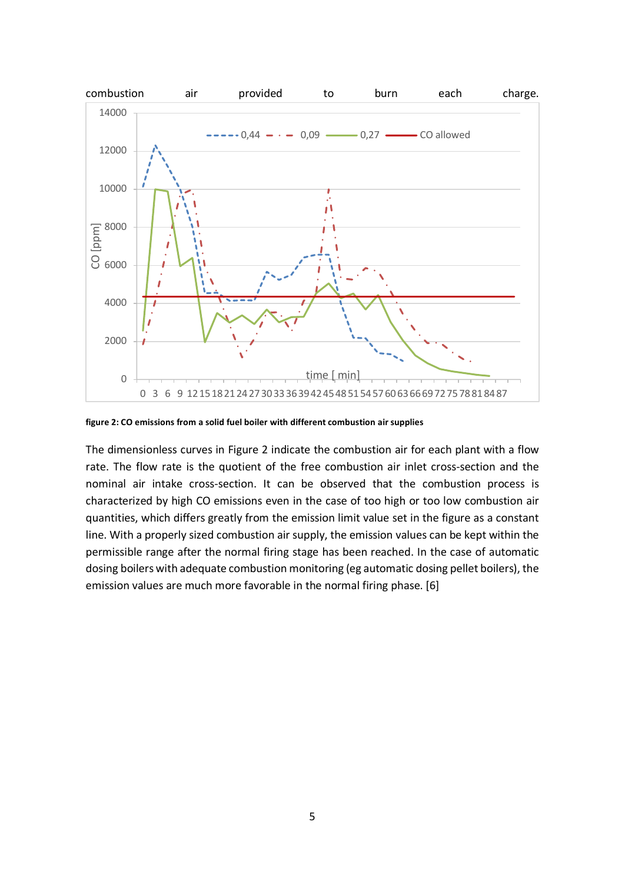combustion air provided to burn each charge.

figure 2: CO emissions from a solid fuel boiler with different combustion air supplies

The dimensionless curves in Figure 2 indicate the combustion air for each plant with a flow rate. The flow rate is the quotient of the free combustion air inlet cross-section and the nominal air intake cross-section. It can be observed that the combustion process is characterized by high CO emissions even in the case of too high or too low combustion air quantities, which differs greatly from the emission limit value set in the figure as a constant line. With a properly sized combustion air supply, the emission values can be kept within the permissible range after the normal firing stage has been reached. In the case of automatic dosing boilers with adequate combustion monitoring (eg automatic dosing pellet boilers), the emission values are much more favorable in the normal firing phase. [6]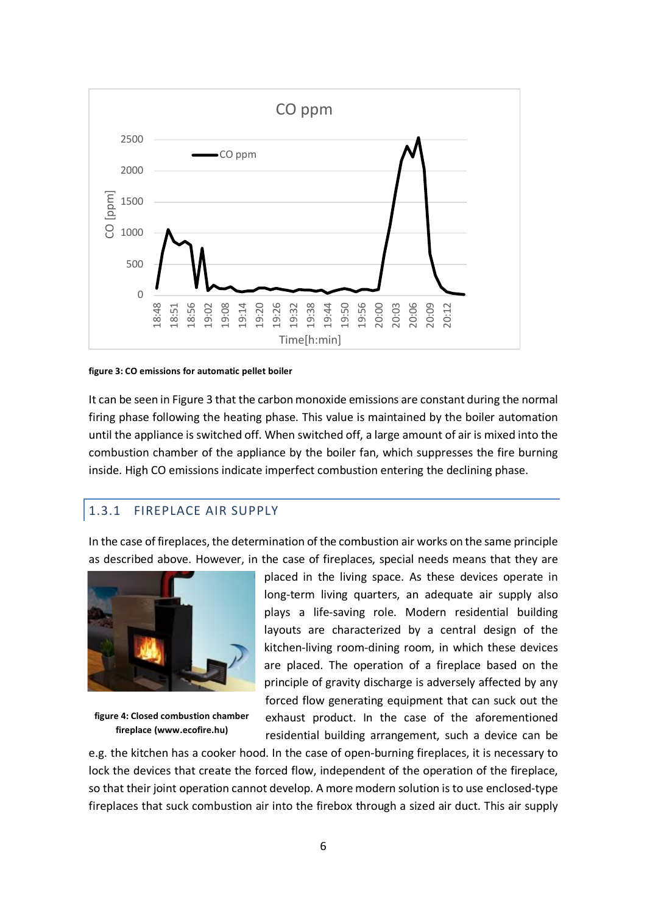figure 3: CO emissions for automatic pellet boiler

It can be seen in Figure 3 that the carbon monoxide emissions are constant during the normal firing phase following the heating phase. This value is maintained by the boiler automation until the appliance is switched off. When switched off, a large amount of air is mixed into the combustion chamber of the appliance by the boiler fan, which suppresses the fire burning inside. High CO emissions indicate imperfect combustion entering the declining phase.

### 1.3.1 FIREPLACE AIR SUPPLY

In the case of fireplaces, the determination of the combustion air works on the same principle as described above. However, in the case of fireplaces, special needs means that they are placed in the living space. As these devices operate in long-term living quarters, an adequate air supply also plays a life-saving role. Modern residential building layouts are characterized by a central design of the kitchen-living room-dining room, in which these devices are placed. The operation of a fireplace based on the principle of gravity discharge is adversely affected by any forced flow generating equipment that can suck out the exhaust product. In the case of the aforementioned residential building arrangement, such a device can be e.g. the kitchen has a cooker hood. In the case of open-burning fireplaces, it is necessary to lock the devices that create the forced flow, independent of the operation of the fireplace, so that their joint operation cannot develop. A more modern solution is to use enclosed-type fireplaces that suck combustion air into the firebox through a sized air duct. This air supply

figure 4: Closed combustion chamber fireplace (www.ecofire.hu)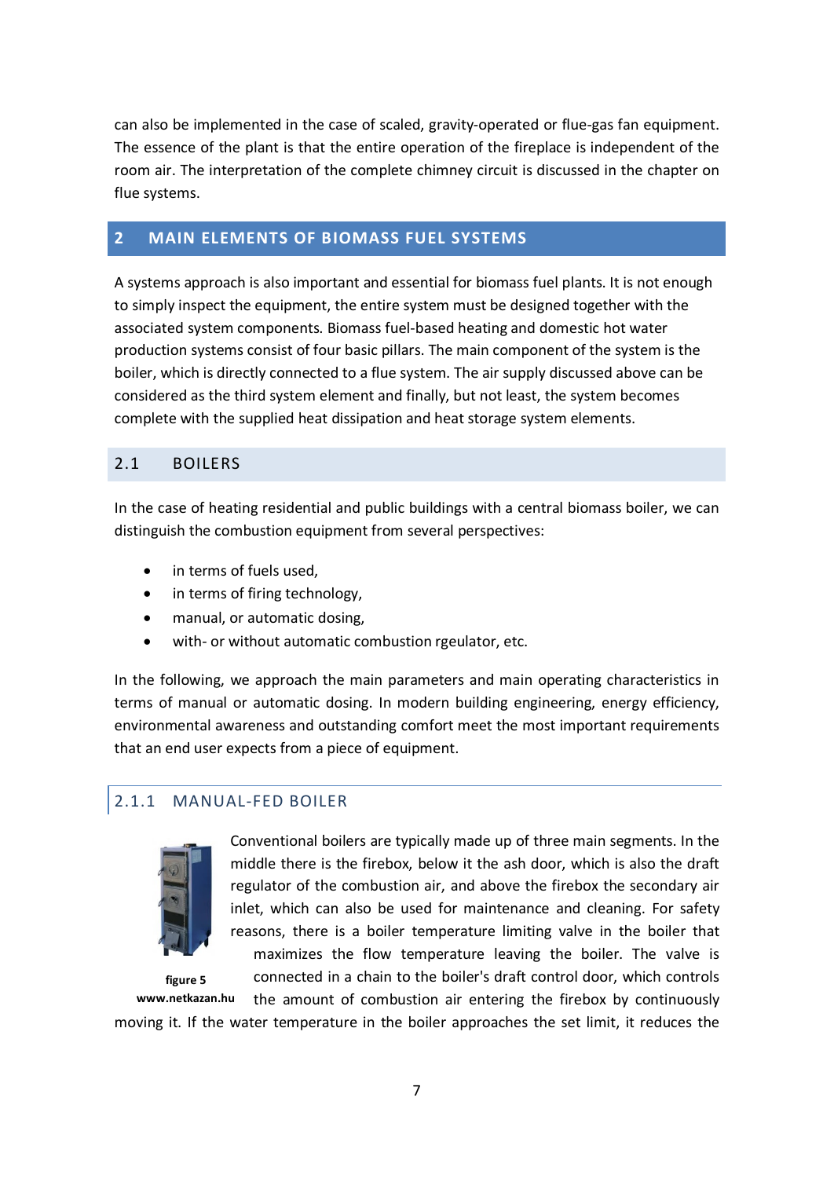can also be implemented in the case of scaled, gravity-operated or flue-gas fan equipment. The essence of the plant is that the entire operation of the fireplace is independent of the room air. The interpretation of the complete chimney circuit is discussed in the chapter on flue systems.

# 2 MAIN ELEMENTS OF BIOMASS FUEL SYSTEMS

A systems approach is also important and essential for biomass fuel plants. It is not enough to simply inspect the equipment, the entire system must be designed together with the associated system components. Biomass fuel-based heating and domestic hot water production systems consist of four basic pillars. The main component of the system is the boiler, which is directly connected to a flue system. The air supply discussed above can be considered as the third system element and finally, but not least, the system becomes complete with the supplied heat dissipation and heat storage system elements.

## 2.1 BOILERS

In the case of heating residential and public buildings with a central biomass boiler, we can distinguish the combustion equipment from several perspectives:

- in terms of fuels used,
- in terms of firing technology,
- manual, or automatic dosing,
- with- or without automatic combustion rgeulator, etc.

In the following, we approach the main parameters and main operating characteristics in terms of manual or automatic dosing. In modern building engineering, energy efficiency, environmental awareness and outstanding comfort meet the most important requirements that an end user expects from a piece of equipment.

### 2.1.1 MANUAL-FED BOILER

**figure 5**
**www.netkazan.hu**

Conventional boilers are typically made up of three main segments. In the middle there is the firebox, below it the ash door, which is also the draft regulator of the combustion air, and above the firebox the secondary air inlet, which can also be used for maintenance and cleaning. For safety reasons, there is a boiler temperature limiting valve in the boiler that maximizes the flow temperature leaving the boiler. The valve is connected in a chain to the boiler's draft control door, which controls the amount of combustion air entering the firebox by continuously moving it. If the water temperature in the boiler approaches the set limit, it reduces the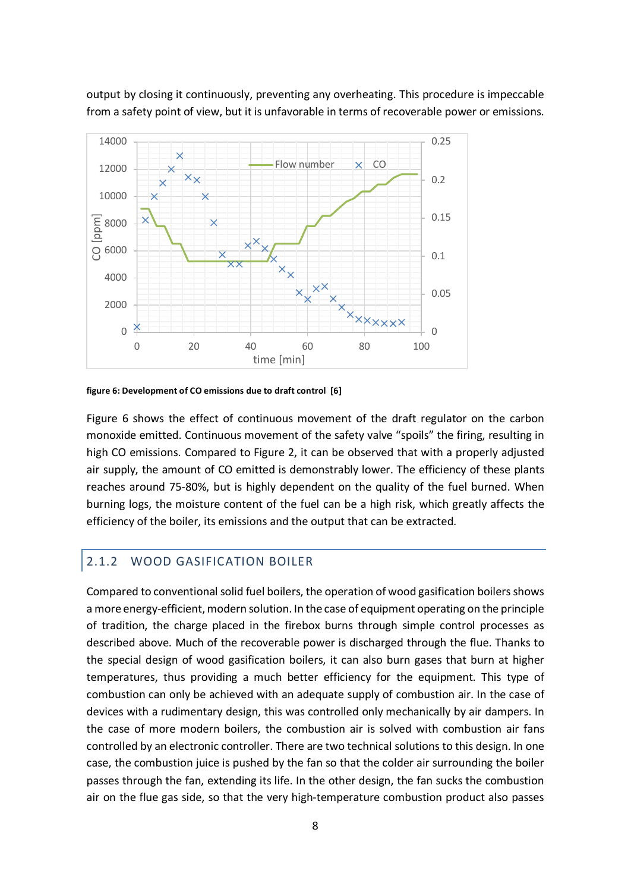output by closing it continuously, preventing any overheating. This procedure is impeccable from a safety point of view, but it is unfavorable in terms of recoverable power or emissions.

**figure 6: Development of CO emissions due to draft control [6]**

Figure 6 shows the effect of continuous movement of the draft regulator on the carbon monoxide emitted. Continuous movement of the safety valve "spoils" the firing, resulting in high CO emissions. Compared to Figure 2, it can be observed that with a properly adjusted air supply, the amount of CO emitted is demonstrably lower. The efficiency of these plants reaches around 75-80%, but is highly dependent on the quality of the fuel burned. When burning logs, the moisture content of the fuel can be a high risk, which greatly affects the efficiency of the boiler, its emissions and the output that can be extracted.

## 2.1.2 WOOD GASIFICATION BOILER

Compared to conventional solid fuel boilers, the operation of wood gasification boilers shows a more energy-efficient, modern solution. In the case of equipment operating on the principle of tradition, the charge placed in the firebox burns through simple control processes as described above. Much of the recoverable power is discharged through the flue. Thanks to the special design of wood gasification boilers, it can also burn gases that burn at higher temperatures, thus providing a much better efficiency for the equipment. This type of combustion can only be achieved with an adequate supply of combustion air. In the case of devices with a rudimentary design, this was controlled only mechanically by air dampers. In the case of more modern boilers, the combustion air is solved with combustion air fans controlled by an electronic controller. There are two technical solutions to this design. In one case, the combustion juice is pushed by the fan so that the colder air surrounding the boiler passes through the fan, extending its life. In the other design, the fan sucks the combustion air on the flue gas side, so that the very high-temperature combustion product also passes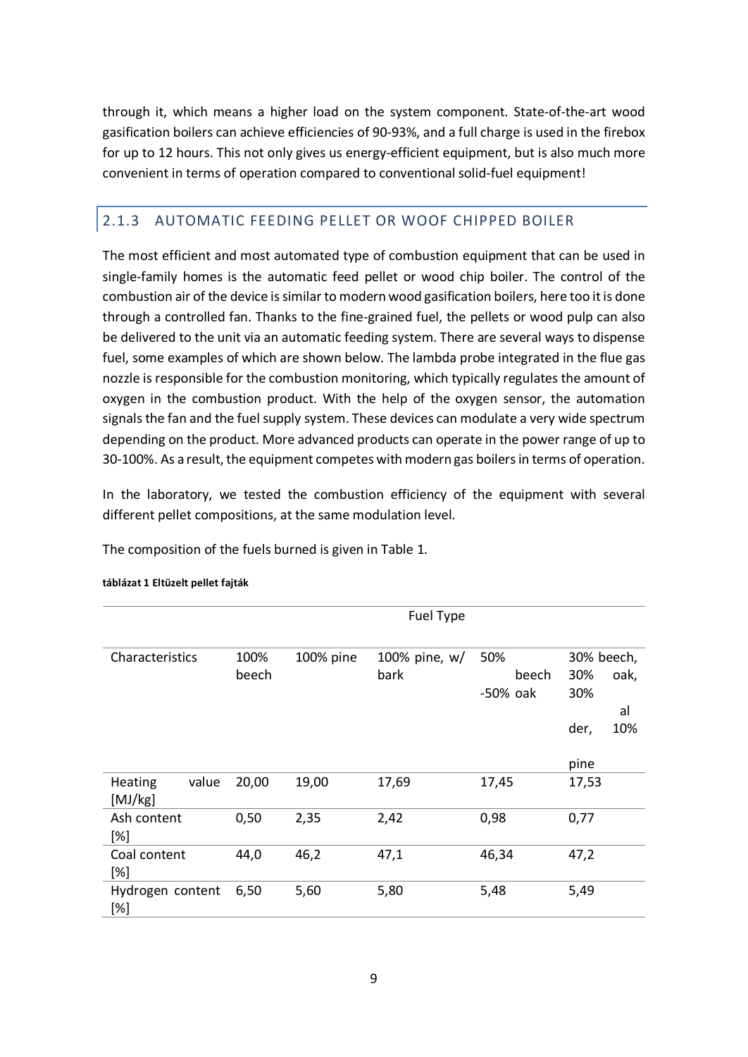through it, which means a higher load on the system component. State-of-the-art wood gasification boilers can achieve efficiencies of 90-93%, and a full charge is used in the firebox for up to 12 hours. This not only gives us energy-efficient equipment, but is also much more convenient in terms of operation compared to conventional solid-fuel equipment!

### 2.1.3 AUTOMATIC FEEDING PELLET OR WOOF CHIPPED BOILER

The most efficient and most automated type of combustion equipment that can be used in single-family homes is the automatic feed pellet or wood chip boiler. The control of the combustion air of the device is similar to modern wood gasification boilers, here too it is done through a controlled fan. Thanks to the fine-grained fuel, the pellets or wood pulp can also be delivered to the unit via an automatic feeding system. There are several ways to dispense fuel, some examples of which are shown below. The lambda probe integrated in the flue gas nozzle is responsible for the combustion monitoring, which typically regulates the amount of oxygen in the combustion product. With the help of the oxygen sensor, the automation signals the fan and the fuel supply system. These devices can modulate a very wide spectrum depending on the product. More advanced products can operate in the power range of up to 30-100%. As a result, the equipment competes with modern gas boilers in terms of operation.

In the laboratory, we tested the combustion efficiency of the equipment with several different pellet compositions, at the same modulation level.

The composition of the fuels burned is given in Table 1.

**táblázat 1 Eltüzelt pellet fajták**

| | Fuel Type | | | | |
|---|---|---|---|---|---|
| Characteristics | 100% beech | 100% pine | 100% pine, w/ bark | 50% beech -50% oak | 30% beech, 30% oak, 30% alder, 10% pine |
| Heating value [MJ/kg] | 20,00 | 19,00 | 17,69 | 17,45 | 17,53 |
| Ash content [%] | 0,50 | 2,35 | 2,42 | 0,98 | 0,77 |
| Coal content [%] | 44,0 | 46,2 | 47,1 | 46,34 | 47,2 |
| Hydrogen content [%] | 6,50 | 5,60 | 5,80 | 5,48 | 5,49 |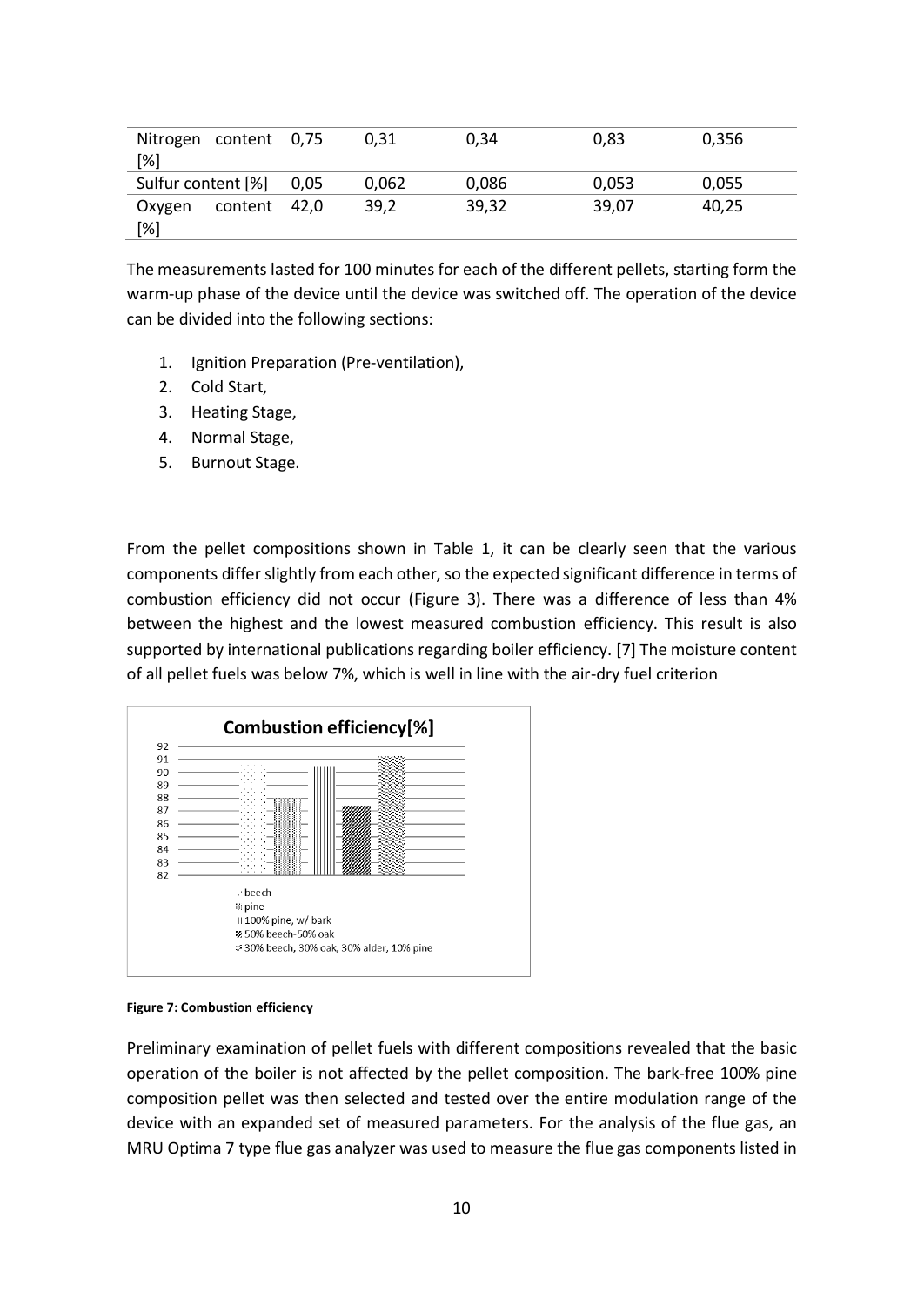| | | | | | |
|---|---|---|---|---|---|
| Nitrogen content [%] | 0,75 | 0,31 | 0,34 | 0,83 | 0,356 |
| Sulfur content [%] | 0,05 | 0,062 | 0,086 | 0,053 | 0,055 |
| Oxygen content [%] | 42,0 | 39,2 | 39,32 | 39,07 | 40,25 |

The measurements lasted for 100 minutes for each of the different pellets, starting form the warm-up phase of the device until the device was switched off. The operation of the device can be divided into the following sections:

1. Ignition Preparation (Pre-ventilation),
2. Cold Start,
3. Heating Stage,
4. Normal Stage,
5. Burnout Stage.

From the pellet compositions shown in Table 1, it can be clearly seen that the various components differ slightly from each other, so the expected significant difference in terms of combustion efficiency did not occur (Figure 3). There was a difference of less than 4% between the highest and the lowest measured combustion efficiency. This result is also supported by international publications regarding boiler efficiency. [7] The moisture content of all pellet fuels was below 7%, which is well in line with the air-dry fuel criterion

**Figure 7: Combustion efficiency**

Preliminary examination of pellet fuels with different compositions revealed that the basic operation of the boiler is not affected by the pellet composition. The bark-free 100% pine composition pellet was then selected and tested over the entire modulation range of the device with an expanded set of measured parameters. For the analysis of the flue gas, an MRU Optima 7 type flue gas analyzer was used to measure the flue gas components listed in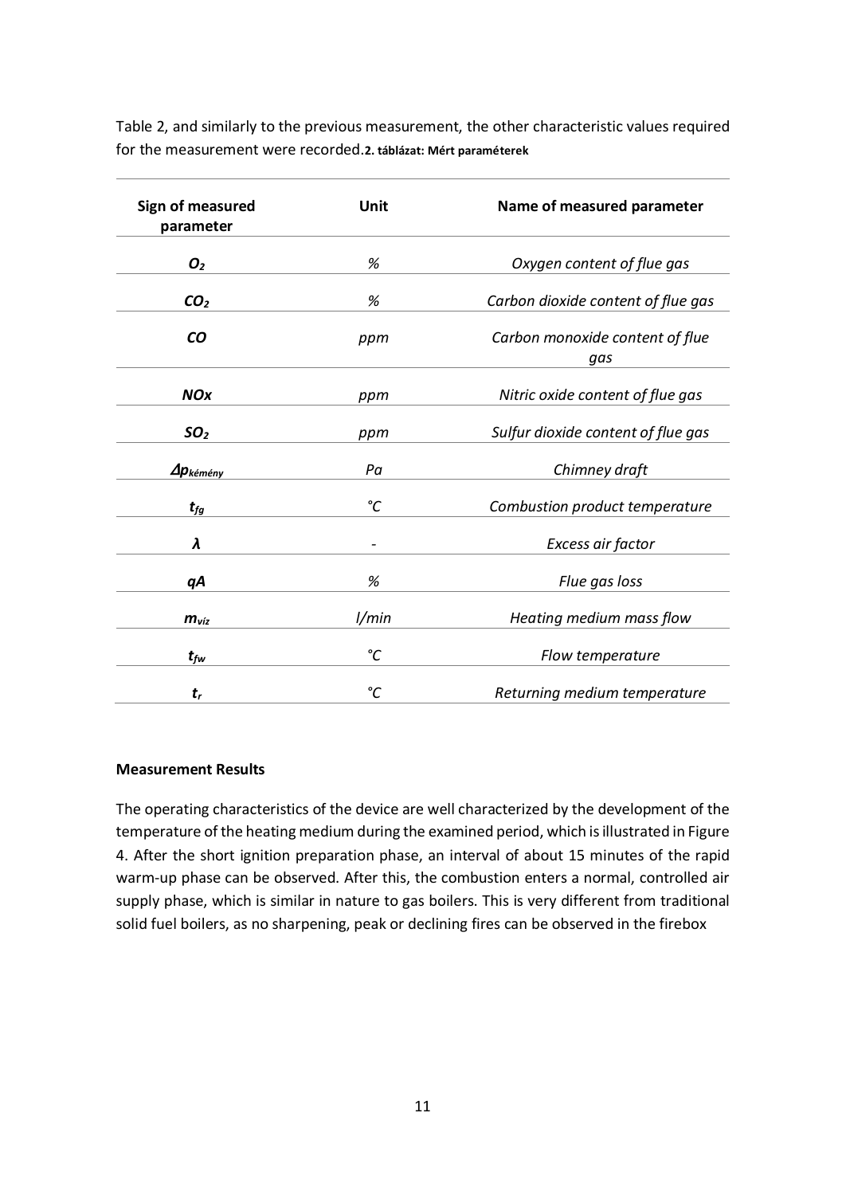Table 2, and similarly to the previous measurement, the other characteristic values required for the measurement were recorded.**2. táblázat: Mért paraméterek**

| Sign of measured parameter | Unit | Name of measured parameter |
|---|---|---|
| $O_2$ | % | *Oxygen content of flue gas* |
| $CO_2$ | % | *Carbon dioxide content of flue gas* |
| $CO$ | ppm | *Carbon monoxide content of flue gas* |
| $NOx$ | ppm | *Nitric oxide content of flue gas* |
| $SO_2$ | ppm | *Sulfur dioxide content of flue gas* |
| $\Delta p_{kémény}$ | Pa | *Chimney draft* |
| $t_{fg}$ | °C | *Combustion product temperature* |
| $\lambda$ | - | *Excess air factor* |
| $qA$ | % | *Flue gas loss* |
| $m_{víz}$ | l/min | *Heating medium mass flow* |
| $t_{fw}$ | °C | *Flow temperature* |
| $t_r$ | °C | *Returning medium temperature* |

**Measurement Results**

The operating characteristics of the device are well characterized by the development of the temperature of the heating medium during the examined period, which is illustrated in Figure 4. After the short ignition preparation phase, an interval of about 15 minutes of the rapid warm-up phase can be observed. After this, the combustion enters a normal, controlled air supply phase, which is similar in nature to gas boilers. This is very different from traditional solid fuel boilers, as no sharpening, peak or declining fires can be observed in the firebox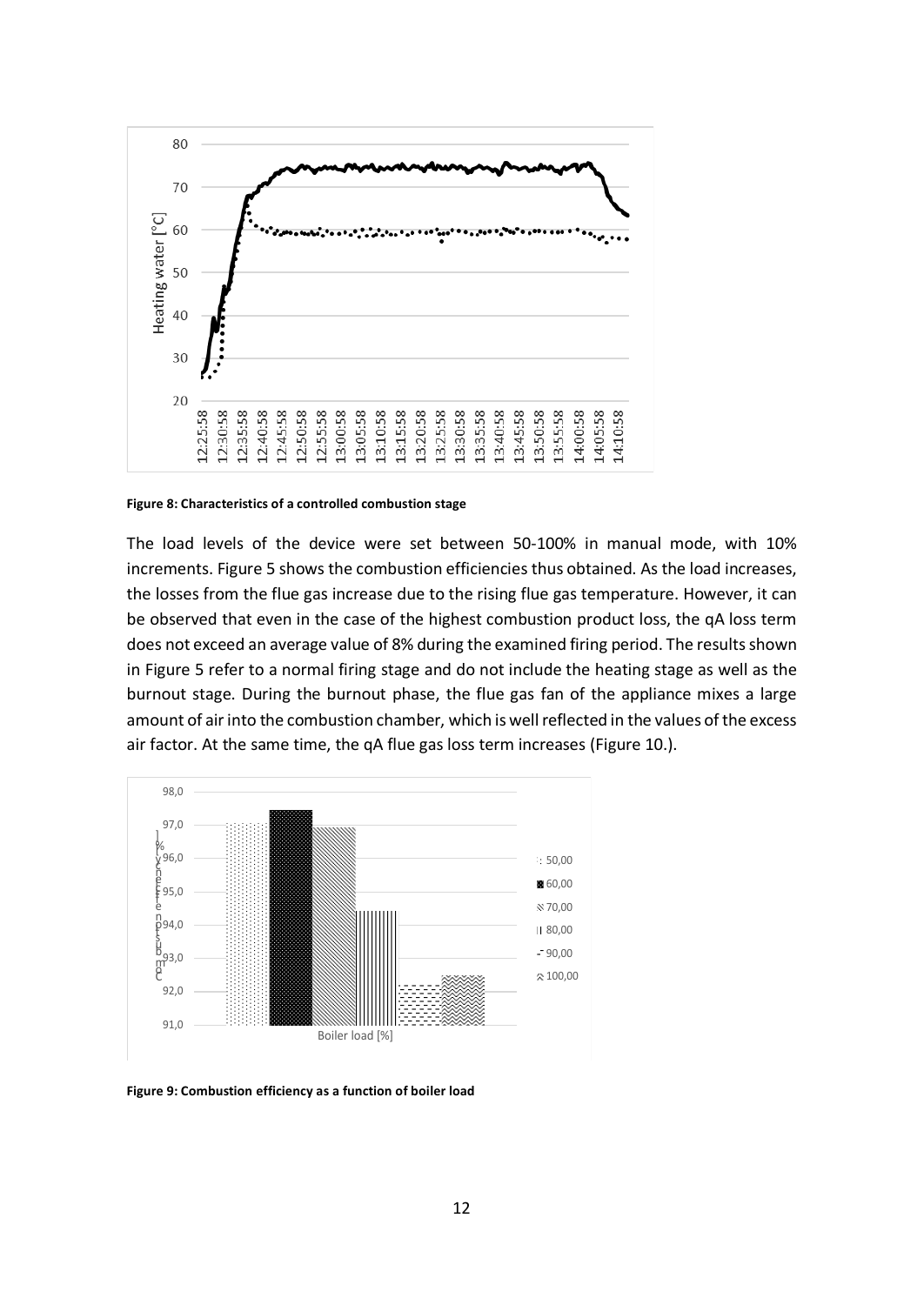Figure 8: Characteristics of a controlled combustion stage

The load levels of the device were set between 50-100% in manual mode, with 10% increments. Figure 5 shows the combustion efficiencies thus obtained. As the load increases, the losses from the flue gas increase due to the rising flue gas temperature. However, it can be observed that even in the case of the highest combustion product loss, the qA loss term does not exceed an average value of 8% during the examined firing period. The results shown in Figure 5 refer to a normal firing stage and do not include the heating stage as well as the burnout stage. During the burnout phase, the flue gas fan of the appliance mixes a large amount of air into the combustion chamber, which is well reflected in the values of the excess air factor. At the same time, the qA flue gas loss term increases (Figure 10.).

Figure 9: Combustion efficiency as a function of boiler load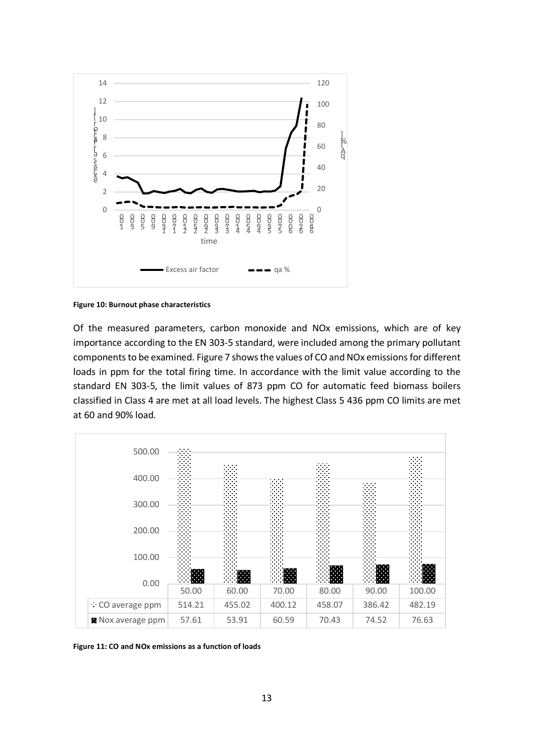Figure 10: Burnout phase characteristics

Of the measured parameters, carbon monoxide and NOx emissions, which are of key importance according to the EN 303-5 standard, were included among the primary pollutant components to be examined. Figure 7 shows the values of CO and NOx emissions for different loads in ppm for the total firing time. In accordance with the limit value according to the standard EN 303-5, the limit values of 873 ppm CO for automatic feed biomass boilers classified in Class 4 are met at all load levels. The highest Class 5 436 ppm CO limits are met at 60 and 90% load.

| | 50.00 | 60.00 | 70.00 | 80.00 | 90.00 | 100.00 |
|---|---|---|---|---|---|---|
| CO average ppm | 514.21 | 455.02 | 400.12 | 458.07 | 386.42 | 482.19 |
| Nox average ppm | 57.61 | 53.91 | 60.59 | 70.43 | 74.52 | 76.63 |

Figure 11: CO and NOx emissions as a function of loads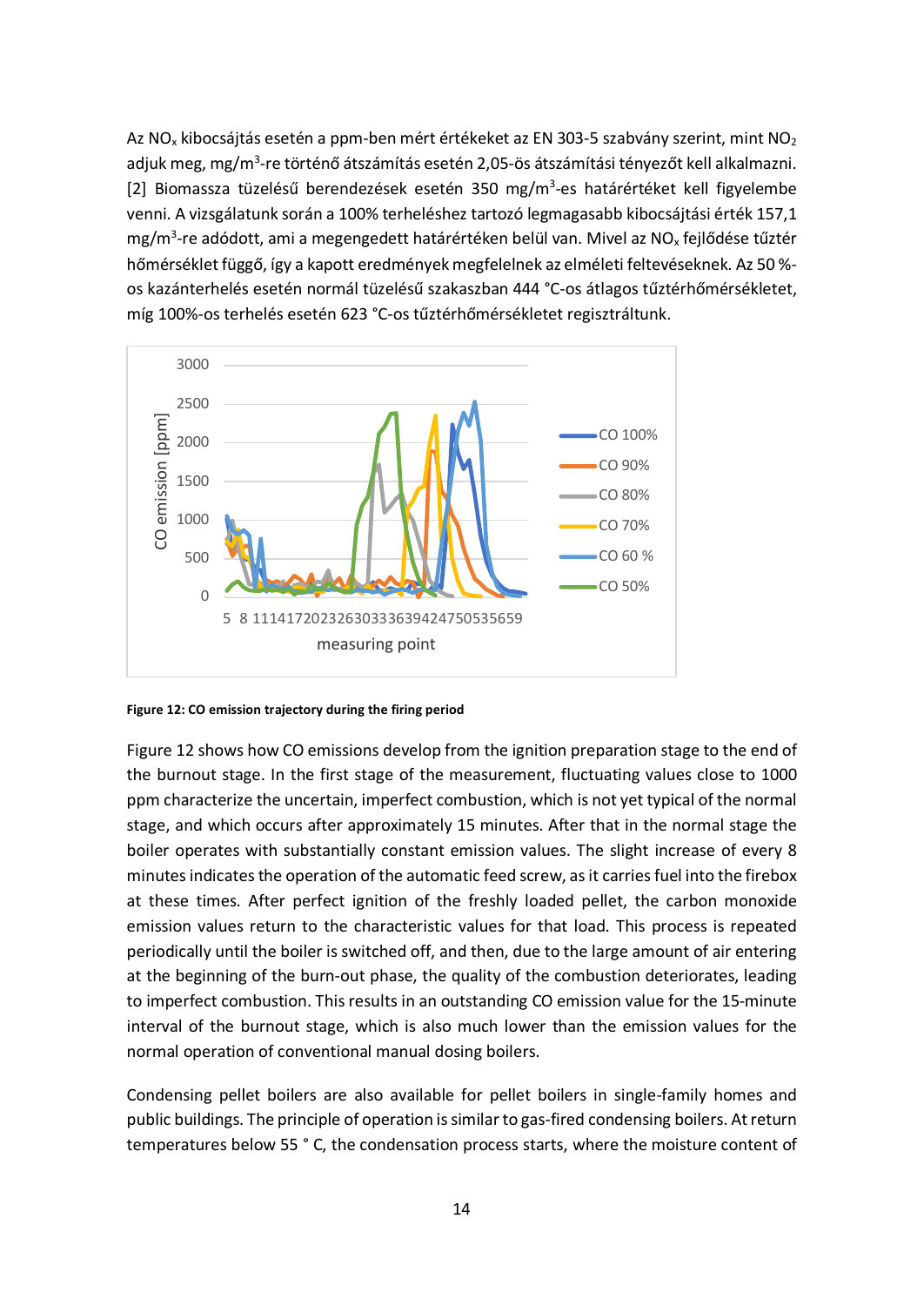Az $NO_x$ kibocsájtás esetén a ppm-ben mért értékeket az EN 303-5 szabvány szerint, mint $NO_2$ adjuk meg, mg/m$^3$-re történő átszámítás esetén 2,05-ös átszámítási tényezőt kell alkalmazni. [2] Biomassza tüzelésű berendezések esetén 350 mg/m$^3$-es határértéket kell figyelembe venni. A vizsgálatunk során a 100% terheléshez tartozó legmagasabb kibocsájtási érték 157,1 mg/m$^3$-re adódott, ami a megengedett határértéken belül van. Mivel az $NO_x$ fejlődése tűztér hőmérséklet függő, így a kapott eredmények megfelelnek az elméleti feltevéseknek. Az 50 %-os kazánterhelés esetén normál tüzelésű szakaszban 444 °C-os átlagos tűztérhőmérsékletet, míg 100%-os terhelés esetén 623 °C-os tűztérhőmérsékletet regisztráltunk.

**Figure 12: CO emission trajectory during the firing period**

Figure 12 shows how CO emissions develop from the ignition preparation stage to the end of the burnout stage. In the first stage of the measurement, fluctuating values close to 1000 ppm characterize the uncertain, imperfect combustion, which is not yet typical of the normal stage, and which occurs after approximately 15 minutes. After that in the normal stage the boiler operates with substantially constant emission values. The slight increase of every 8 minutes indicates the operation of the automatic feed screw, as it carries fuel into the firebox at these times. After perfect ignition of the freshly loaded pellet, the carbon monoxide emission values return to the characteristic values for that load. This process is repeated periodically until the boiler is switched off, and then, due to the large amount of air entering at the beginning of the burn-out phase, the quality of the combustion deteriorates, leading to imperfect combustion. This results in an outstanding CO emission value for the 15-minute interval of the burnout stage, which is also much lower than the emission values for the normal operation of conventional manual dosing boilers.

Condensing pellet boilers are also available for pellet boilers in single-family homes and public buildings. The principle of operation is similar to gas-fired condensing boilers. At return temperatures below 55 ° C, the condensation process starts, where the moisture content of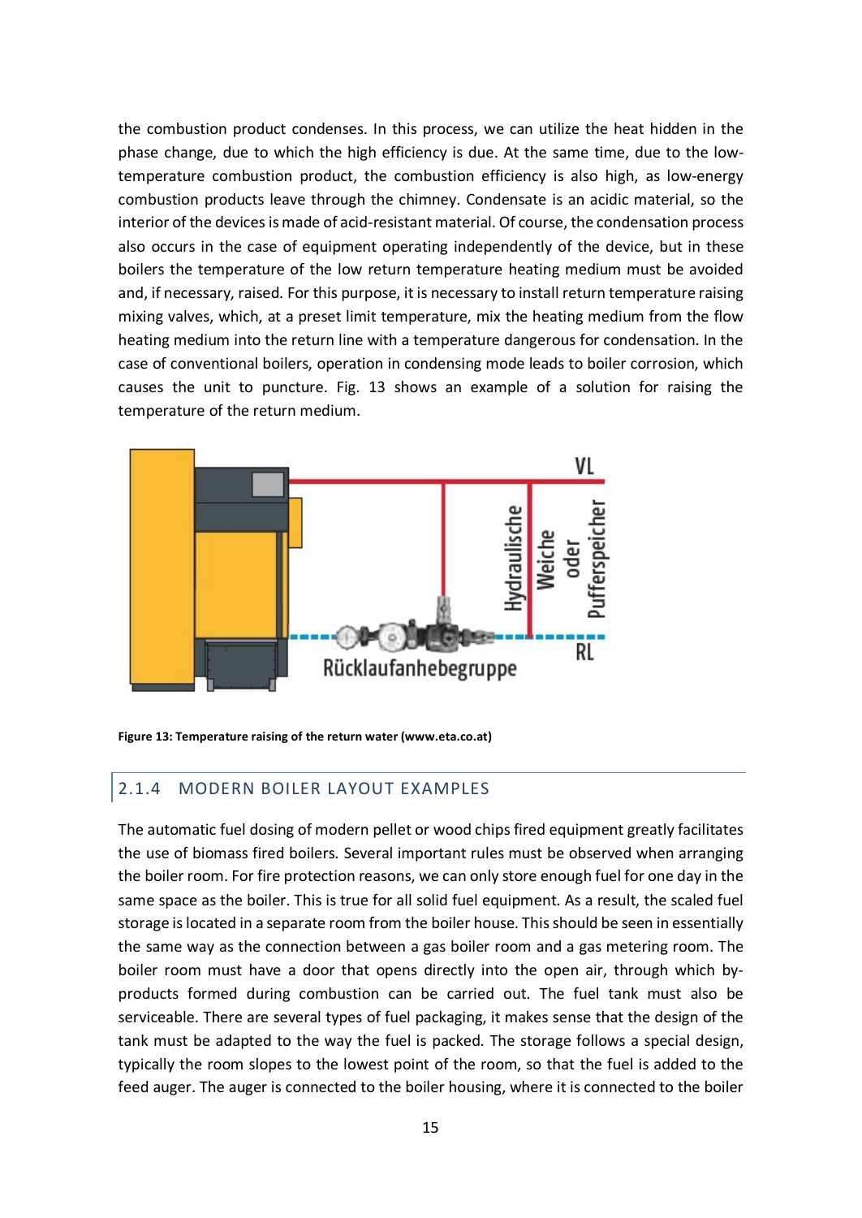the combustion product condenses. In this process, we can utilize the heat hidden in the phase change, due to which the high efficiency is due. At the same time, due to the low-temperature combustion product, the combustion efficiency is also high, as low-energy combustion products leave through the chimney. Condensate is an acidic material, so the interior of the devices is made of acid-resistant material. Of course, the condensation process also occurs in the case of equipment operating independently of the device, but in these boilers the temperature of the low return temperature heating medium must be avoided and, if necessary, raised. For this purpose, it is necessary to install return temperature raising mixing valves, which, at a preset limit temperature, mix the heating medium from the flow heating medium into the return line with a temperature dangerous for condensation. In the case of conventional boilers, operation in condensing mode leads to boiler corrosion, which causes the unit to puncture. Fig. 13 shows an example of a solution for raising the temperature of the return medium.

**Figure 13: Temperature raising of the return water (www.eta.co.at)**

### 2.1.4 MODERN BOILER LAYOUT EXAMPLES

The automatic fuel dosing of modern pellet or wood chips fired equipment greatly facilitates the use of biomass fired boilers. Several important rules must be observed when arranging the boiler room. For fire protection reasons, we can only store enough fuel for one day in the same space as the boiler. This is true for all solid fuel equipment. As a result, the scaled fuel storage is located in a separate room from the boiler house. This should be seen in essentially the same way as the connection between a gas boiler room and a gas metering room. The boiler room must have a door that opens directly into the open air, through which by-products formed during combustion can be carried out. The fuel tank must also be serviceable. There are several types of fuel packaging, it makes sense that the design of the tank must be adapted to the way the fuel is packed. The storage follows a special design, typically the room slopes to the lowest point of the room, so that the fuel is added to the feed auger. The auger is connected to the boiler housing, where it is connected to the boiler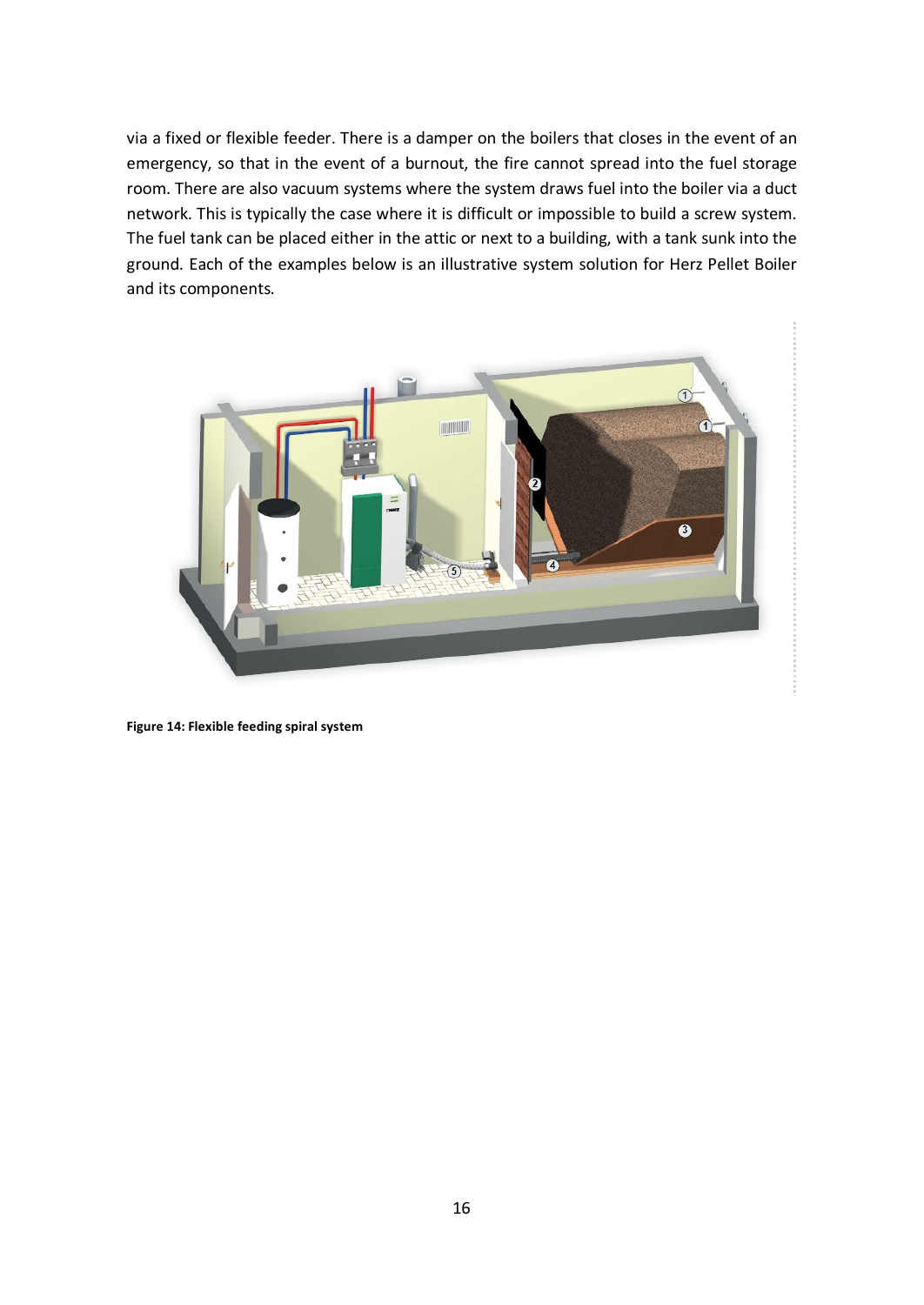via a fixed or flexible feeder. There is a damper on the boilers that closes in the event of an emergency, so that in the event of a burnout, the fire cannot spread into the fuel storage room. There are also vacuum systems where the system draws fuel into the boiler via a duct network. This is typically the case where it is difficult or impossible to build a screw system. The fuel tank can be placed either in the attic or next to a building, with a tank sunk into the ground. Each of the examples below is an illustrative system solution for Herz Pellet Boiler and its components.

**Figure 14: Flexible feeding spiral system**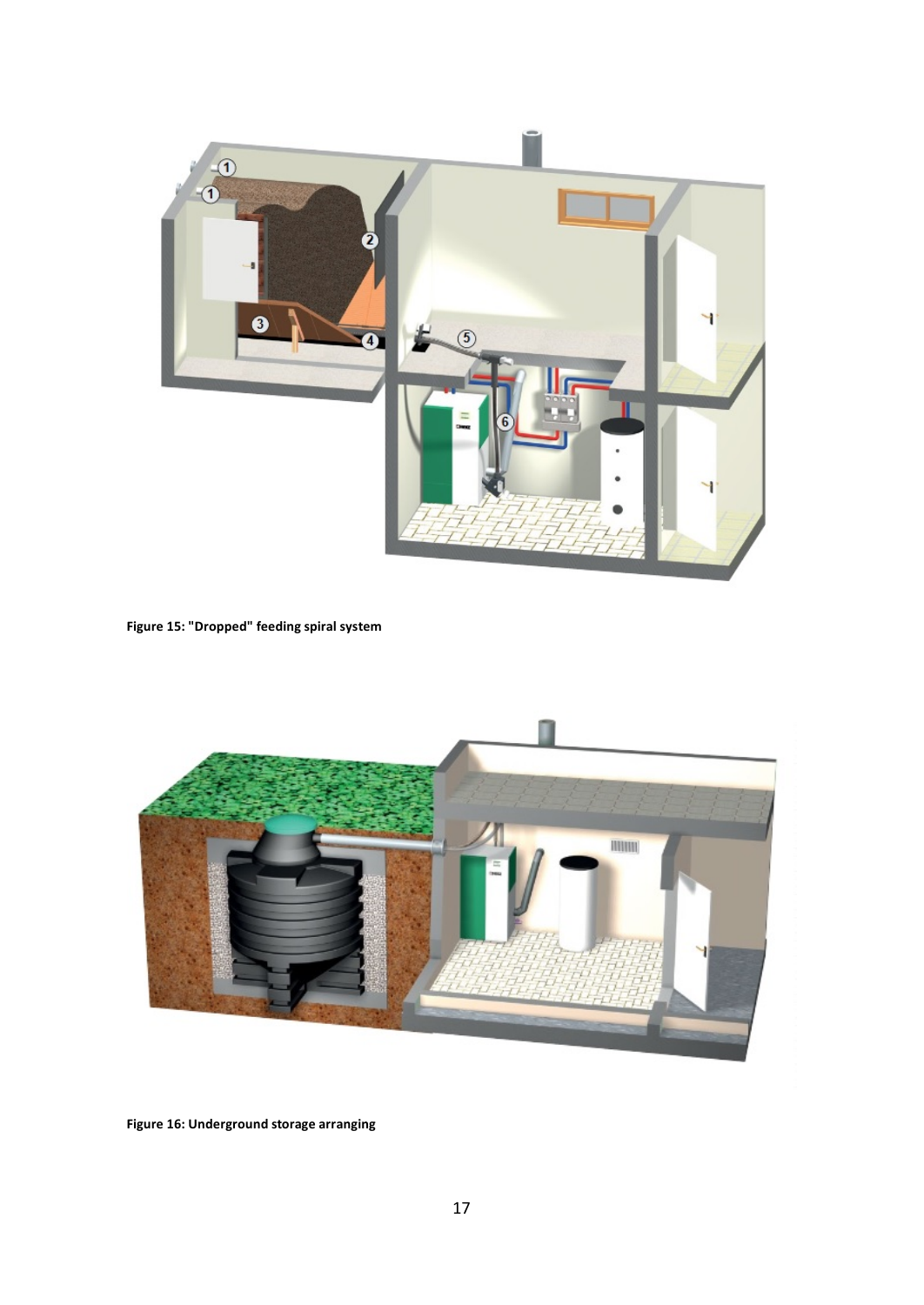Figure 15: "Dropped" feeding spiral system

Figure 16: Underground storage arranging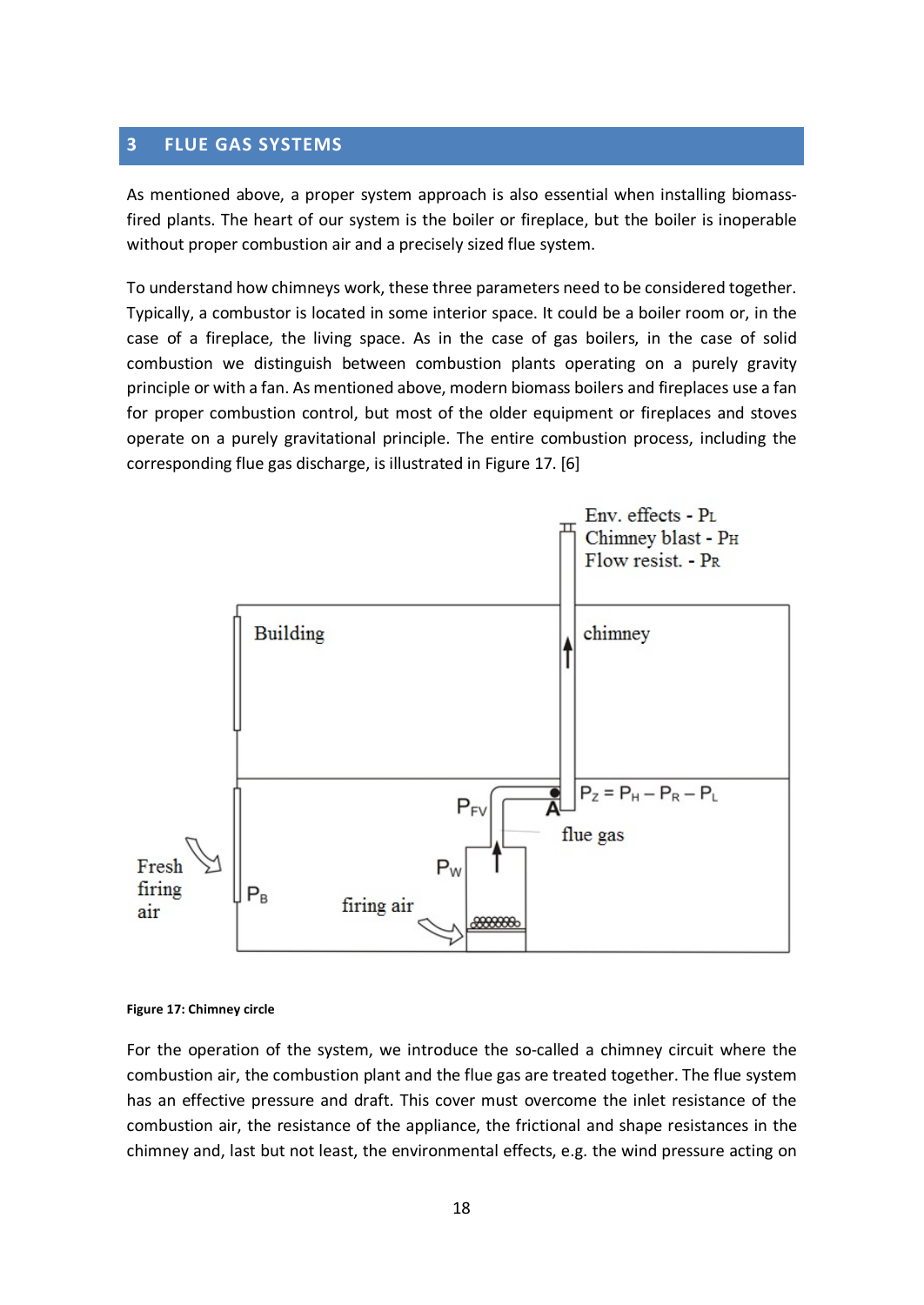# 3 FLUE GAS SYSTEMS

As mentioned above, a proper system approach is also essential when installing biomass-fired plants. The heart of our system is the boiler or fireplace, but the boiler is inoperable without proper combustion air and a precisely sized flue system.

To understand how chimneys work, these three parameters need to be considered together. Typically, a combustor is located in some interior space. It could be a boiler room or, in the case of a fireplace, the living space. As in the case of gas boilers, in the case of solid combustion we distinguish between combustion plants operating on a purely gravity principle or with a fan. As mentioned above, modern biomass boilers and fireplaces use a fan for proper combustion control, but most of the older equipment or fireplaces and stoves operate on a purely gravitational principle. The entire combustion process, including the corresponding flue gas discharge, is illustrated in Figure 17. [6]

Env. effects - $P_L$
Chimney blast - $P_H$
Flow resist. - $P_R$

Building

chimney

$P_Z = P_H - P_R - P_L$

$P_{FV}$

A

flue gas

$P_W$

Fresh firing air

$P_B$

firing air

**Figure 17: Chimney circle**

For the operation of the system, we introduce the so-called a chimney circuit where the combustion air, the combustion plant and the flue gas are treated together. The flue system has an effective pressure and draft. This cover must overcome the inlet resistance of the combustion air, the resistance of the appliance, the frictional and shape resistances in the chimney and, last but not least, the environmental effects, e.g. the wind pressure acting on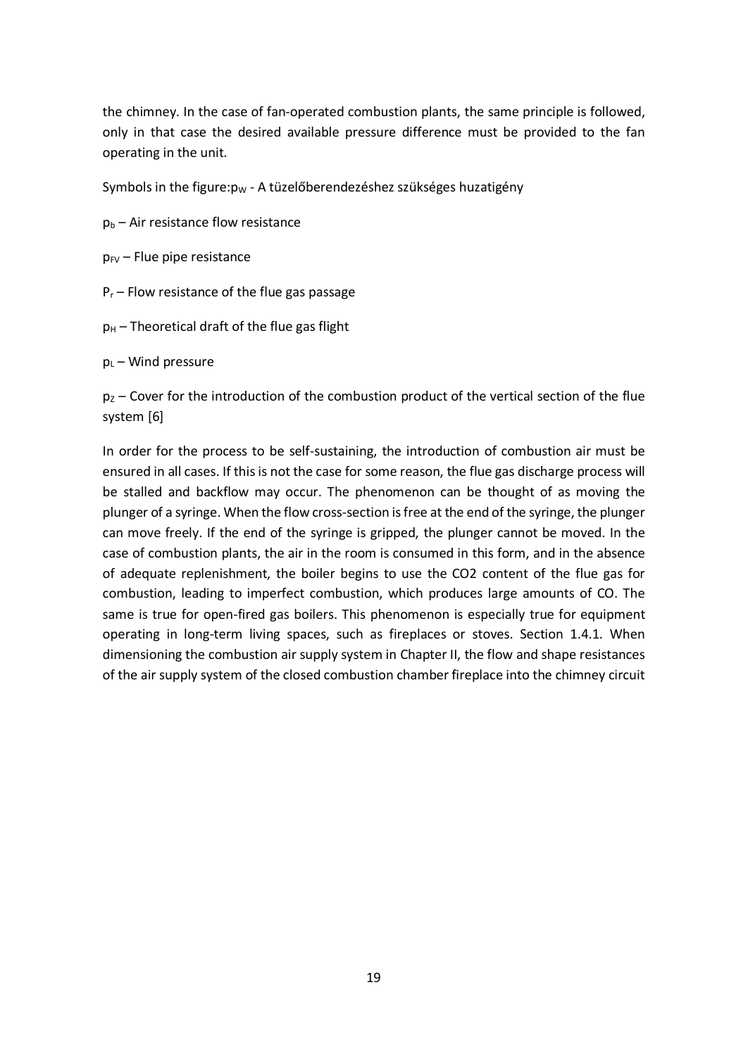the chimney. In the case of fan-operated combustion plants, the same principle is followed, only in that case the desired available pressure difference must be provided to the fan operating in the unit.

Symbols in the figure:$p_W$ - A tüzelőberendezéshez szükséges huzatigény

$p_b$ – Air resistance flow resistance

$p_{FV}$ – Flue pipe resistance

$P_r$ – Flow resistance of the flue gas passage

$p_H$ – Theoretical draft of the flue gas flight

$p_L$ – Wind pressure

$p_Z$ – Cover for the introduction of the combustion product of the vertical section of the flue system [6]

In order for the process to be self-sustaining, the introduction of combustion air must be ensured in all cases. If this is not the case for some reason, the flue gas discharge process will be stalled and backflow may occur. The phenomenon can be thought of as moving the plunger of a syringe. When the flow cross-section is free at the end of the syringe, the plunger can move freely. If the end of the syringe is gripped, the plunger cannot be moved. In the case of combustion plants, the air in the room is consumed in this form, and in the absence of adequate replenishment, the boiler begins to use the $CO_2$ content of the flue gas for combustion, leading to imperfect combustion, which produces large amounts of CO. The same is true for open-fired gas boilers. This phenomenon is especially true for equipment operating in long-term living spaces, such as fireplaces or stoves. Section 1.4.1. When dimensioning the combustion air supply system in Chapter II, the flow and shape resistances of the air supply system of the closed combustion chamber fireplace into the chimney circuit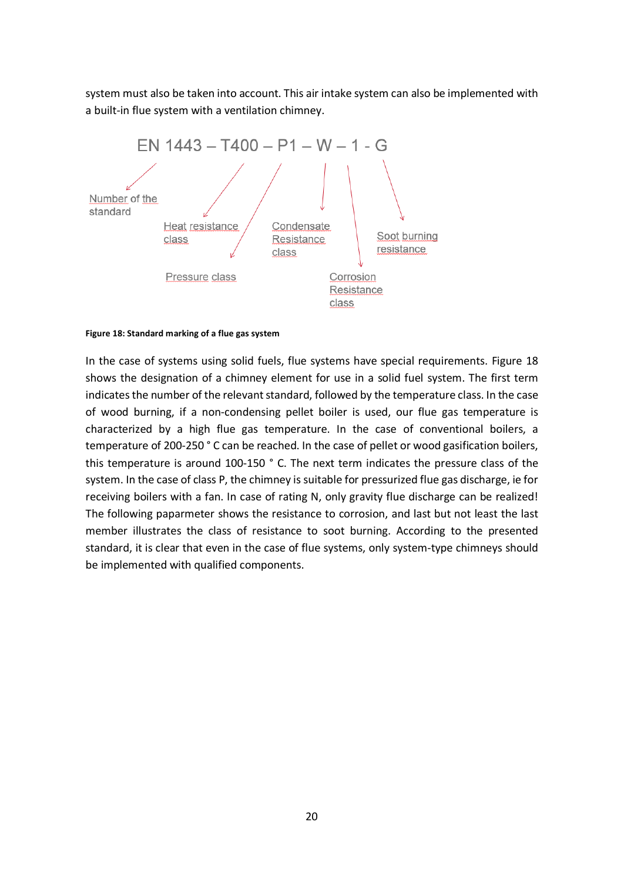system must also be taken into account. This air intake system can also be implemented with a built-in flue system with a ventilation chimney.

EN 1443 – T400 – P1 – W – 1 - G

Number of the standard

Heat resistance class

Pressure class

Condensate Resistance class

Corrosion Resistance class

Soot burning resistance

**Figure 18: Standard marking of a flue gas system**

In the case of systems using solid fuels, flue systems have special requirements. Figure 18 shows the designation of a chimney element for use in a solid fuel system. The first term indicates the number of the relevant standard, followed by the temperature class. In the case of wood burning, if a non-condensing pellet boiler is used, our flue gas temperature is characterized by a high flue gas temperature. In the case of conventional boilers, a temperature of 200-250 ° C can be reached. In the case of pellet or wood gasification boilers, this temperature is around 100-150 ° C. The next term indicates the pressure class of the system. In the case of class P, the chimney is suitable for pressurized flue gas discharge, ie for receiving boilers with a fan. In case of rating N, only gravity flue discharge can be realized! The following paparmeter shows the resistance to corrosion, and last but not least the last member illustrates the class of resistance to soot burning. According to the presented standard, it is clear that even in the case of flue systems, only system-type chimneys should be implemented with qualified components.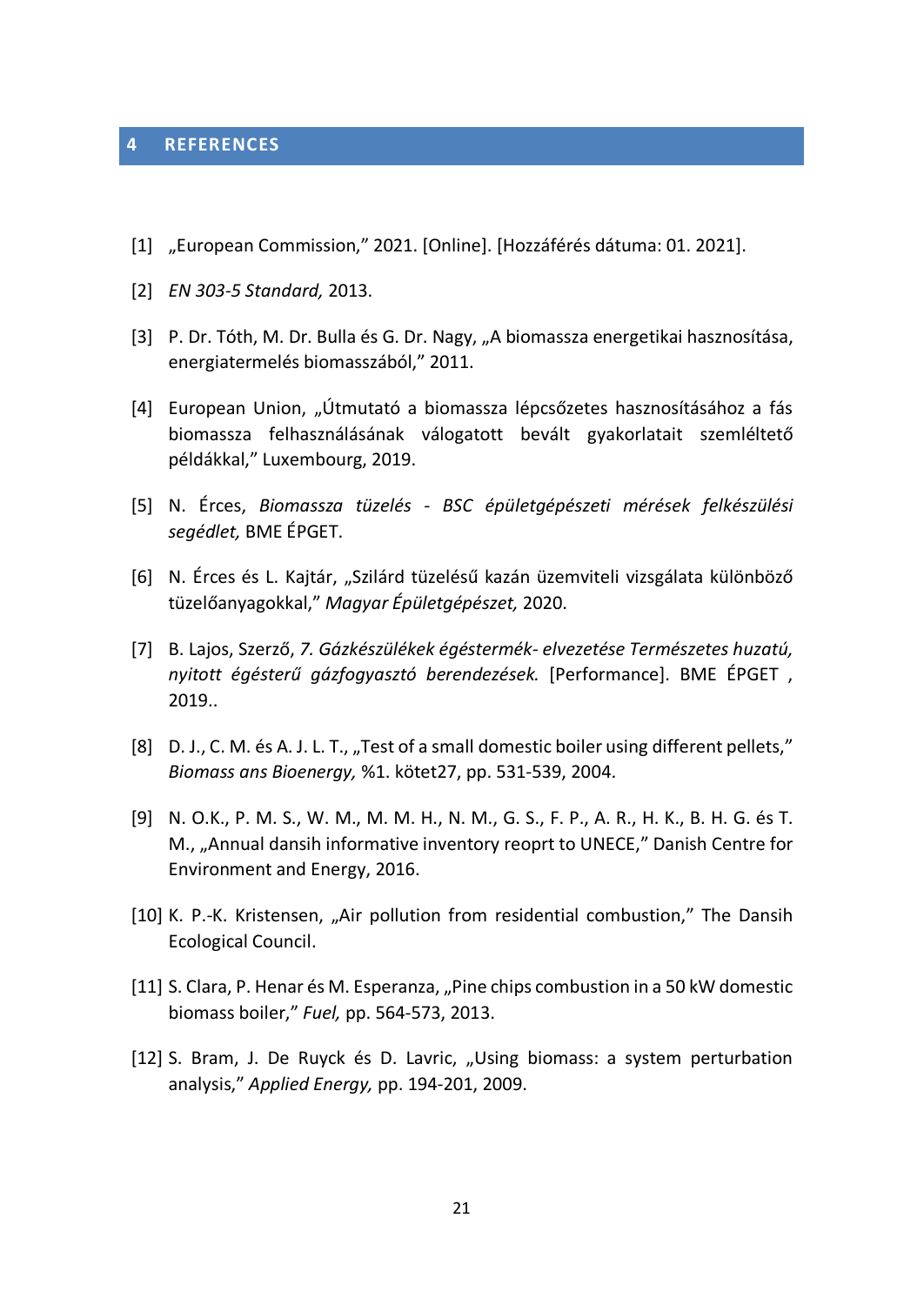# 4 REFERENCES

[1] „European Commission," 2021. [Online]. [Hozzáférés dátuma: 01. 2021].

[2] *EN 303-5 Standard,* 2013.

[3] P. Dr. Tóth, M. Dr. Bulla és G. Dr. Nagy, „A biomassza energetikai hasznosítása, energiatermelés biomasszából," 2011.

[4] European Union, „Útmutató a biomassza lépcsőzetes hasznosításához a fás biomassza felhasználásának válogatott bevált gyakorlatait szemléltető példákkal," Luxembourg, 2019.

[5] N. Érces, *Biomassza tüzelés - BSC épületgépészeti mérések felkészülési segédlet,* BME ÉPGET.

[6] N. Érces és L. Kajtár, „Szilárd tüzelésű kazán üzemviteli vizsgálata különböző tüzelőanyagokkal," *Magyar Épületgépészet,* 2020.

[7] B. Lajos, Szerző, *7. Gázkészülékek égéstermék- elvezetése Természetes huzatú, nyitott égésterű gázfogyasztó berendezések.* [Performance]. BME ÉPGET , 2019..

[8] D. J., C. M. és A. J. L. T., „Test of a small domestic boiler using different pellets," *Biomass ans Bioenergy,* %1. kötet27, pp. 531-539, 2004.

[9] N. O.K., P. M. S., W. M., M. M. H., N. M., G. S., F. P., A. R., H. K., B. H. G. és T. M., „Annual dansih informative inventory reoprt to UNECE," Danish Centre for Environment and Energy, 2016.

[10] K. P.-K. Kristensen, „Air pollution from residential combustion," The Dansih Ecological Council.

[11] S. Clara, P. Henar és M. Esperanza, „Pine chips combustion in a 50 kW domestic biomass boiler," *Fuel,* pp. 564-573, 2013.

[12] S. Bram, J. De Ruyck és D. Lavric, „Using biomass: a system perturbation analysis," *Applied Energy,* pp. 194-201, 2009.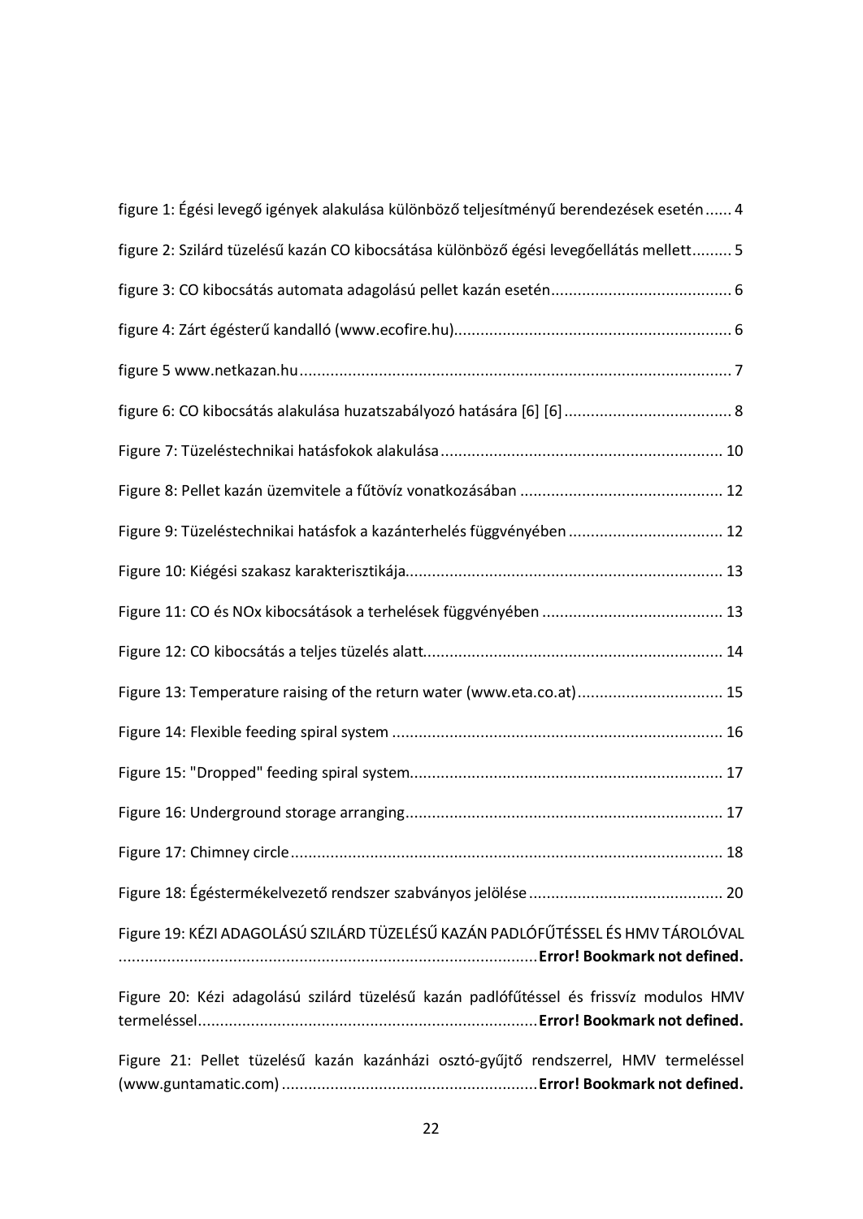figure 1: Égési levegő igények alakulása különböző teljesítményű berendezések esetén ...... 4

figure 2: Szilárd tüzelésű kazán CO kibocsátása különböző égési levegőellátás mellett......... 5

figure 3: CO kibocsátás automata adagolású pellet kazán esetén......................................... 6

figure 4: Zárt égésterű kandalló (www.ecofire.hu)............................................................... 6

figure 5 www.netkazan.hu .................................................................................................. 7

figure 6: CO kibocsátás alakulása huzatszabályozó hatására [6] [6]...................................... 8

Figure 7: Tüzeléstechnikai hatásfokok alakulása ................................................................ 10

Figure 8: Pellet kazán üzemvitele a fűtővíz vonatkozásában .............................................. 12

Figure 9: Tüzeléstechnikai hatásfok a kazánterhelés függvényében ................................... 12

Figure 10: Kiégési szakasz karakterisztikája....................................................................... 13

Figure 11: CO és NOx kibocsátások a terhelések függvényében ......................................... 13

Figure 12: CO kibocsátás a teljes tüzelés alatt.................................................................... 14

Figure 13: Temperature raising of the return water (www.eta.co.at)................................. 15

Figure 14: Flexible feeding spiral system ........................................................................... 16

Figure 15: "Dropped" feeding spiral system....................................................................... 17

Figure 16: Underground storage arranging........................................................................ 17

Figure 17: Chimney circle .................................................................................................. 18

Figure 18: Égéstermékelvezető rendszer szabványos jelölése ............................................ 20

Figure 19: KÉZI ADAGOLÁSÚ SZILÁRD TÜZELÉSŰ KAZÁN PADLÓFŰTÉSSEL ÉS HMV TÁROLÓVAL ...............................................................................................**Error! Bookmark not defined.**

Figure 20: Kézi adagolású szilárd tüzelésű kazán padlófűtéssel és frissvíz modulos HMV termeléssel.............................................................................**Error! Bookmark not defined.**

Figure 21: Pellet tüzelésű kazán kazánházi osztó-gyűjtő rendszerrel, HMV termeléssel (www.guntamatic.com) ..........................................................**Error! Bookmark not defined.**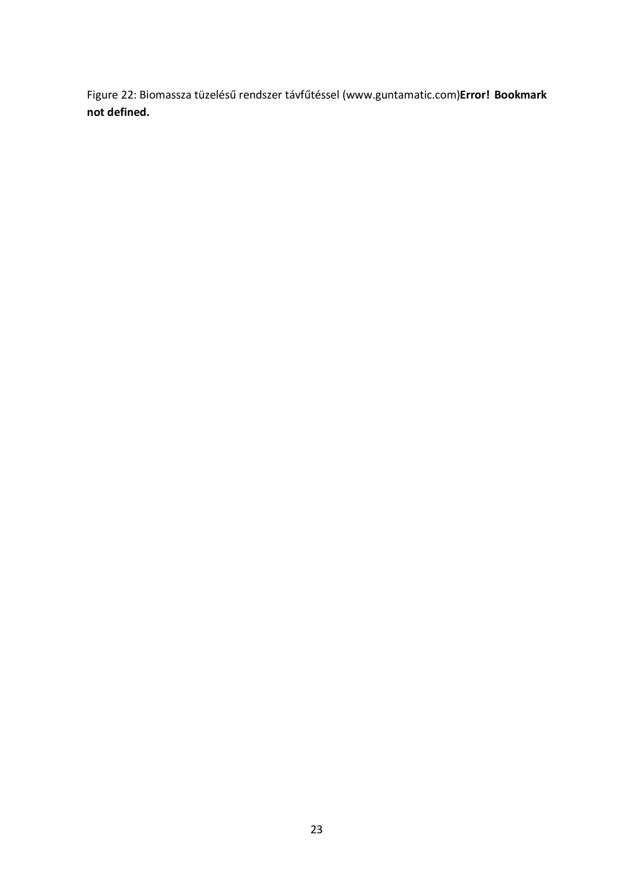Figure 22: Biomassza tüzelésű rendszer távfűtéssel (www.guntamatic.com)**Error! Bookmark not defined.**